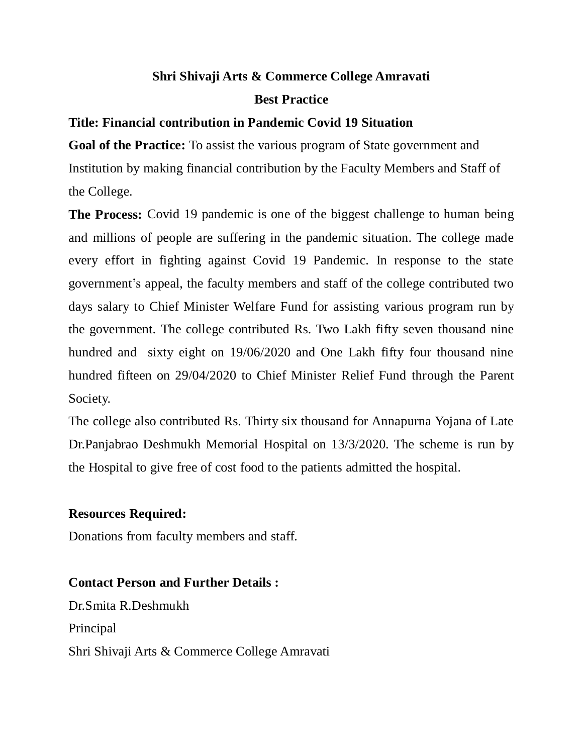**Shri Shivaji Arts & Commerce College Amravati**

**Best Practice**

**Title: Financial contribution in Pandemic Covid 19 Situation**

**Goal of the Practice:** To assist the various program of State government and Institution by making financial contribution by the Faculty Members and Staff of the College.

**The Process:** Covid 19 pandemic is one of the biggest challenge to human being and millions of people are suffering in the pandemic situation. The college made every effort in fighting against Covid 19 Pandemic. In response to the state government's appeal, the faculty members and staff of the college contributed two days salary to Chief Minister Welfare Fund for assisting various program run by the government. The college contributed Rs. Two Lakh fifty seven thousand nine hundred and sixty eight on 19/06/2020 and One Lakh fifty four thousand nine hundred fifteen on 29/04/2020 to Chief Minister Relief Fund through the Parent Society.

The college also contributed Rs. Thirty six thousand for Annapurna Yojana of Late Dr.Panjabrao Deshmukh Memorial Hospital on 13/3/2020. The scheme is run by the Hospital to give free of cost food to the patients admitted the hospital.

**Resources Required:**

Donations from faculty members and staff.

**Contact Person and Further Details :**

Dr.Smita R.Deshmukh

Principal

Shri Shivaji Arts & Commerce College Amravati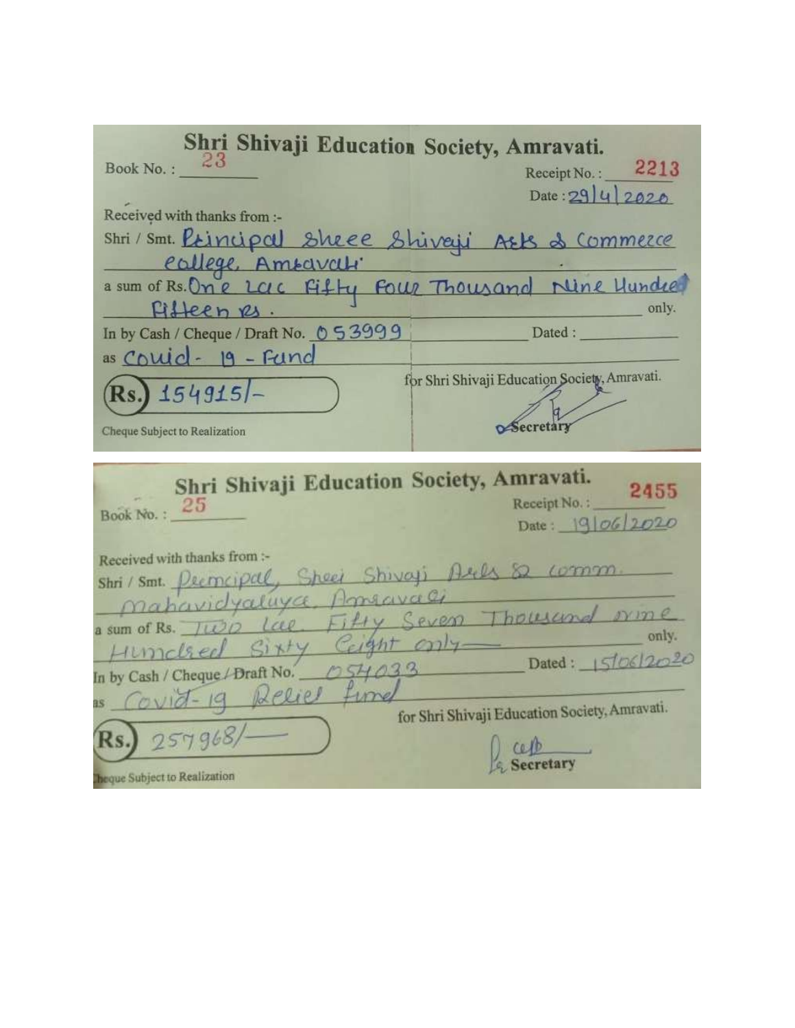## Shri Shivaji Education Society, Amravati.

Book No. : 23

Receipt No. : 2213

Date : 29/4/2020

Received with thanks from :-

Shri / Smt. Principal Shree Shivaji Arts & Commerce college, Amravati

a sum of Rs. One Lac Fifty Four Thousand Nine Hundred Fifteen rs. only.

In by Cash / Cheque / Draft No. 053999 Dated :

as Covid- 19 - Fund

Rs. 154915/-

for Shri Shivaji Education Society, Amravati.

Secretary

Cheque Subject to Realization

---

## Shri Shivaji Education Society, Amravati.

Book No. : 25

Receipt No. : 2455

Date : 19/06/2020

Received with thanks from :-

Shri / Smt. Principal, Shree Shivaji Arts & comm. Mahavidyalaya, Amravati

a sum of Rs. Two lac Fifty Seven Thousand nine Hundred Sixty Eight only only.

In by Cash / Cheque / Draft No. 054033 Dated : 15/06/2020

as Covid-19 Relief fund

Rs. 257968/-

for Shri Shivaji Education Society, Amravati.

Secretary

Cheque Subject to Realization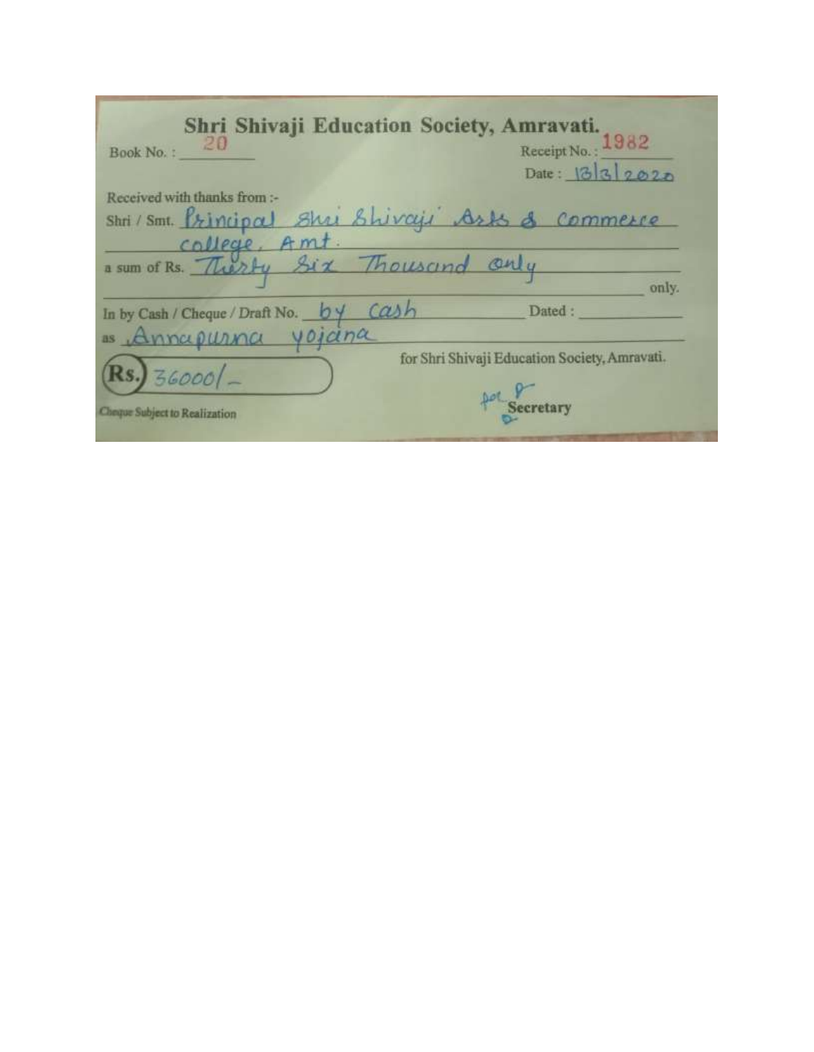# Shri Shivaji Education Society, Amravati.

Book No. : 20

Receipt No. : 1982

Date : 13/3/2020

Received with thanks from :-

Shri / Smt. Principal Shri Shivaji Arts & commerce college, Amt.

a sum of Rs. Thirty Six Thousand only

only.

In by Cash / Cheque / Draft No. by cash Dated :

as Annapurna yojana

Rs. 36000/-

for Shri Shivaji Education Society, Amravati.

Cheque Subject to Realization

for Secretary